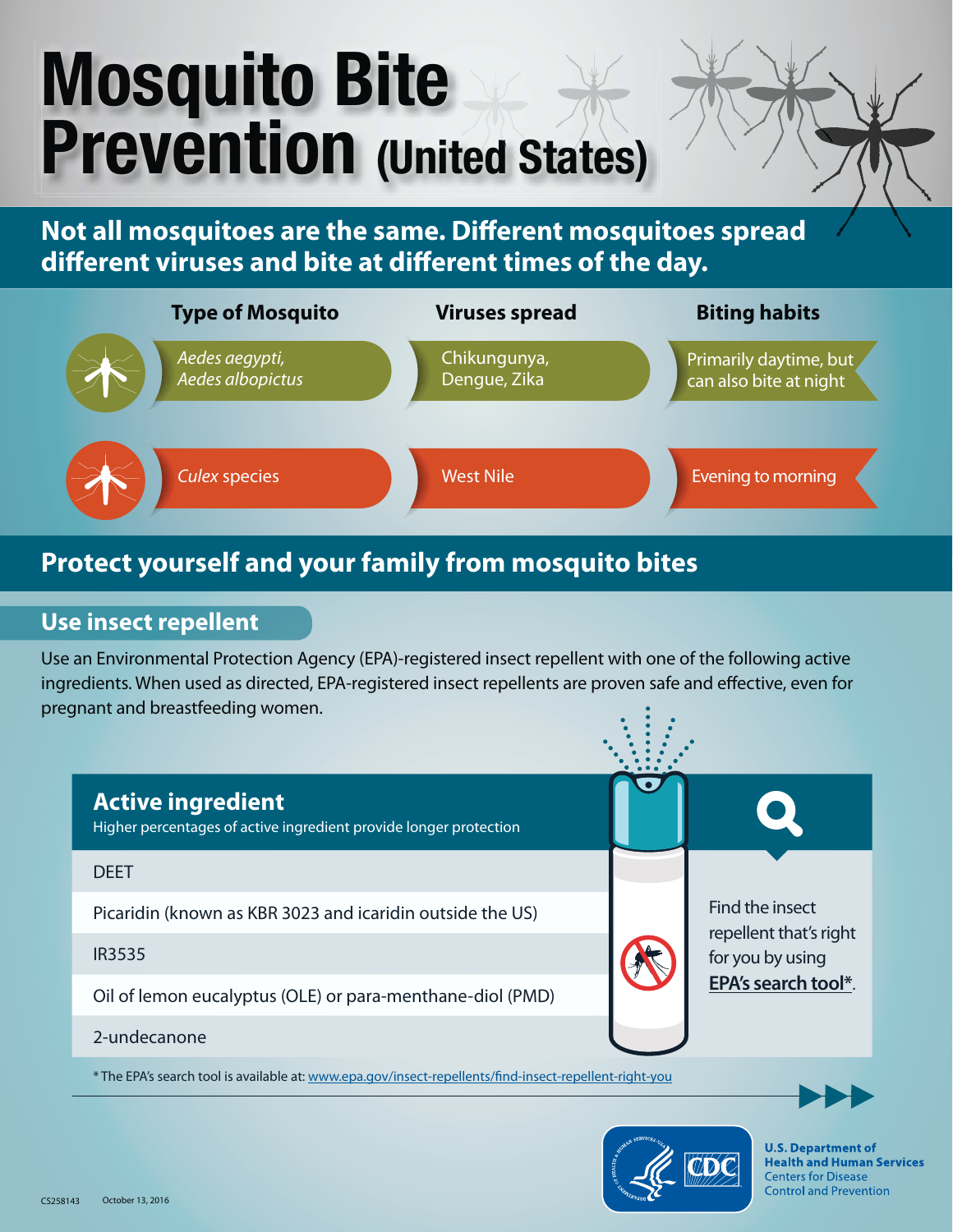# Mosquito Bite Prevention (United States)

## Not all mosquitoes are the same. Different mosquitoes spread different viruses and bite at different times of the day.

| Type of Mosquito | Viruses spread | Biting habits |
| --- | --- | --- |
| *Aedes aegypti*, *Aedes albopictus* | Chikungunya, Dengue, Zika | Primarily daytime, but can also bite at night |
| *Culex* species | West Nile | Evening to morning |

## Protect yourself and your family from mosquito bites

### Use insect repellent

Use an Environmental Protection Agency (EPA)-registered insect repellent with one of the following active ingredients. When used as directed, EPA-registered insect repellents are proven safe and effective, even for pregnant and breastfeeding women.

| **Active ingredient** Higher percentages of active ingredient provide longer protection |
| --- |
| DEET |
| Picaridin (known as KBR 3023 and icaridin outside the US) |
| IR3535 |
| Oil of lemon eucalyptus (OLE) or para-menthane-diol (PMD) |
| 2-undecanone |

Find the insect repellent that's right for you by using **EPA's search tool***.

* The EPA's search tool is available at: www.epa.gov/insect-repellents/find-insect-repellent-right-you

U.S. Department of Health and Human Services
Centers for Disease Control and Prevention

CS258143 October 13, 2016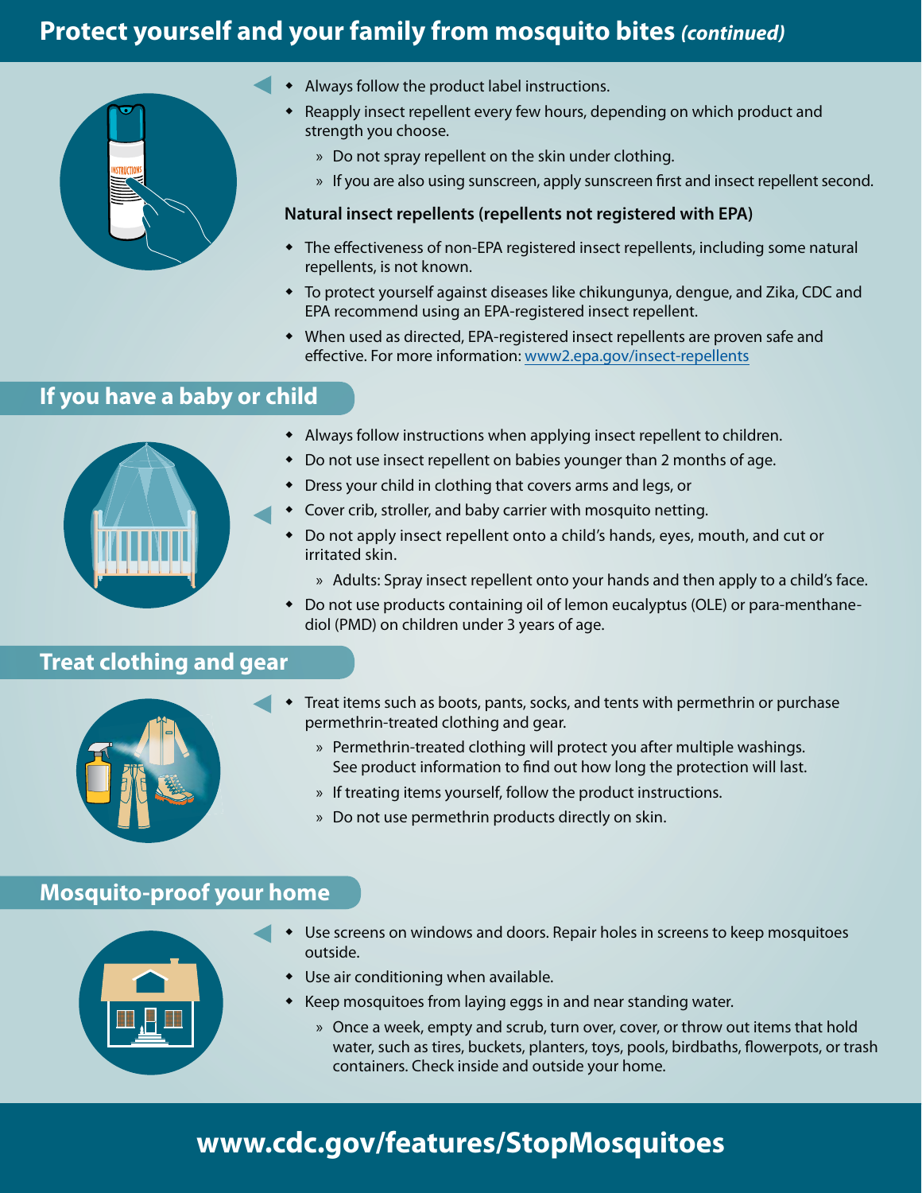# Protect yourself and your family from mosquito bites *(continued)*

- Always follow the product label instructions.
- Reapply insect repellent every few hours, depending on which product and strength you choose.
  - Do not spray repellent on the skin under clothing.
  - If you are also using sunscreen, apply sunscreen first and insect repellent second.

**Natural insect repellents (repellents not registered with EPA)**

- The effectiveness of non-EPA registered insect repellents, including some natural repellents, is not known.
- To protect yourself against diseases like chikungunya, dengue, and Zika, CDC and EPA recommend using an EPA-registered insect repellent.
- When used as directed, EPA-registered insect repellents are proven safe and effective. For more information: www2.epa.gov/insect-repellents

## If you have a baby or child

- Always follow instructions when applying insect repellent to children.
- Do not use insect repellent on babies younger than 2 months of age.
- Dress your child in clothing that covers arms and legs, or
- Cover crib, stroller, and baby carrier with mosquito netting.
- Do not apply insect repellent onto a child's hands, eyes, mouth, and cut or irritated skin.
  - Adults: Spray insect repellent onto your hands and then apply to a child's face.
- Do not use products containing oil of lemon eucalyptus (OLE) or para-menthane-diol (PMD) on children under 3 years of age.

## Treat clothing and gear

- Treat items such as boots, pants, socks, and tents with permethrin or purchase permethrin-treated clothing and gear.
  - Permethrin-treated clothing will protect you after multiple washings. See product information to find out how long the protection will last.
  - If treating items yourself, follow the product instructions.
  - Do not use permethrin products directly on skin.

## Mosquito-proof your home

- Use screens on windows and doors. Repair holes in screens to keep mosquitoes outside.
- Use air conditioning when available.
- Keep mosquitoes from laying eggs in and near standing water.
  - Once a week, empty and scrub, turn over, cover, or throw out items that hold water, such as tires, buckets, planters, toys, pools, birdbaths, flowerpots, or trash containers. Check inside and outside your home.

**www.cdc.gov/features/StopMosquitoes**